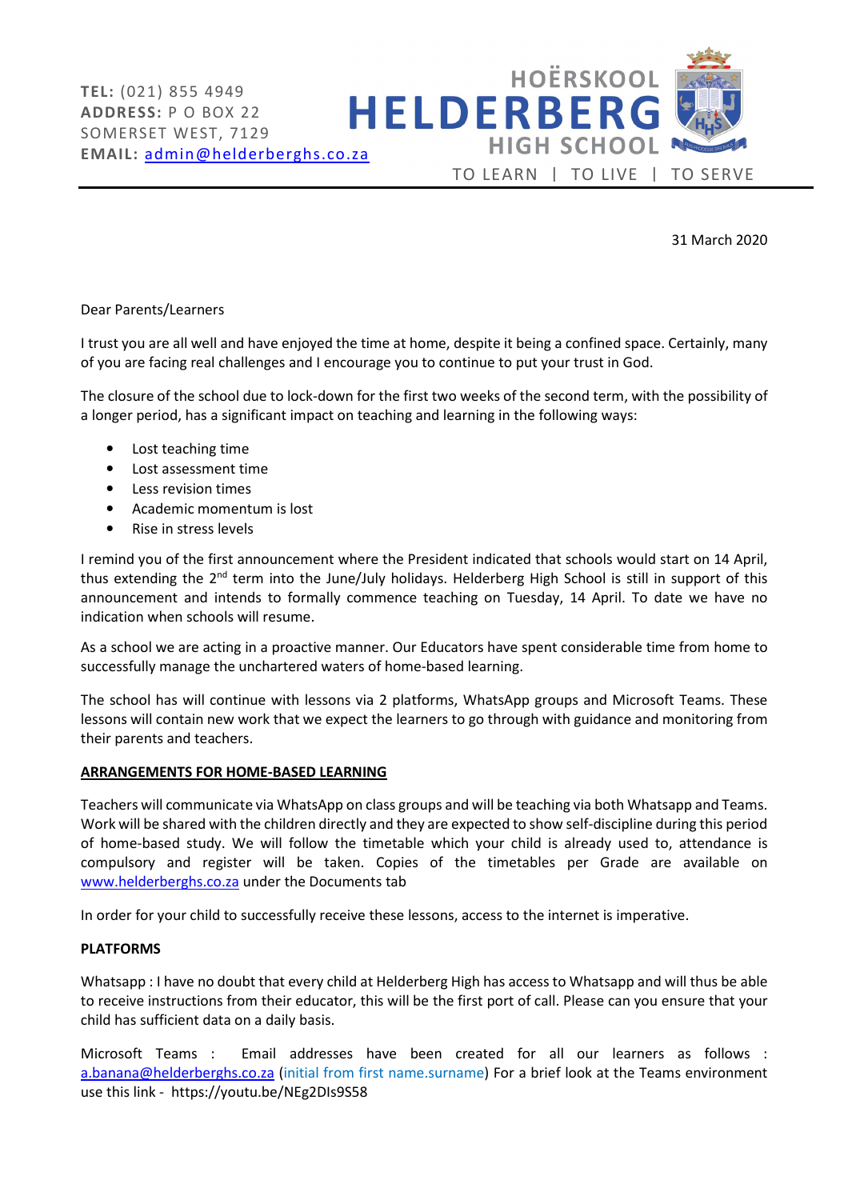TEL: (021) 855 4949
ADDRESS: P O BOX 22
SOMERSET WEST, 7129
EMAIL: admin@helderberghs.co.za

HOËRSKOOL **HELDERBERG** HIGH SCHOOL

TO LEARN | TO LIVE | TO SERVE

31 March 2020

Dear Parents/Learners

I trust you are all well and have enjoyed the time at home, despite it being a confined space. Certainly, many of you are facing real challenges and I encourage you to continue to put your trust in God.

The closure of the school due to lock-down for the first two weeks of the second term, with the possibility of a longer period, has a significant impact on teaching and learning in the following ways:

- Lost teaching time
- Lost assessment time
- Less revision times
- Academic momentum is lost
- Rise in stress levels

I remind you of the first announcement where the President indicated that schools would start on 14 April, thus extending the 2nd term into the June/July holidays. Helderberg High School is still in support of this announcement and intends to formally commence teaching on Tuesday, 14 April. To date we have no indication when schools will resume.

As a school we are acting in a proactive manner. Our Educators have spent considerable time from home to successfully manage the unchartered waters of home-based learning.

The school has will continue with lessons via 2 platforms, WhatsApp groups and Microsoft Teams. These lessons will contain new work that we expect the learners to go through with guidance and monitoring from their parents and teachers.

**ARRANGEMENTS FOR HOME-BASED LEARNING**

Teachers will communicate via WhatsApp on class groups and will be teaching via both Whatsapp and Teams. Work will be shared with the children directly and they are expected to show self-discipline during this period of home-based study. We will follow the timetable which your child is already used to, attendance is compulsory and register will be taken. Copies of the timetables per Grade are available on www.helderberghs.co.za under the Documents tab

In order for your child to successfully receive these lessons, access to the internet is imperative.

**PLATFORMS**

Whatsapp : I have no doubt that every child at Helderberg High has access to Whatsapp and will thus be able to receive instructions from their educator, this will be the first port of call. Please can you ensure that your child has sufficient data on a daily basis.

Microsoft Teams : Email addresses have been created for all our learners as follows : a.banana@helderberghs.co.za (initial from first name.surname) For a brief look at the Teams environment use this link - https://youtu.be/NEg2DIs9S58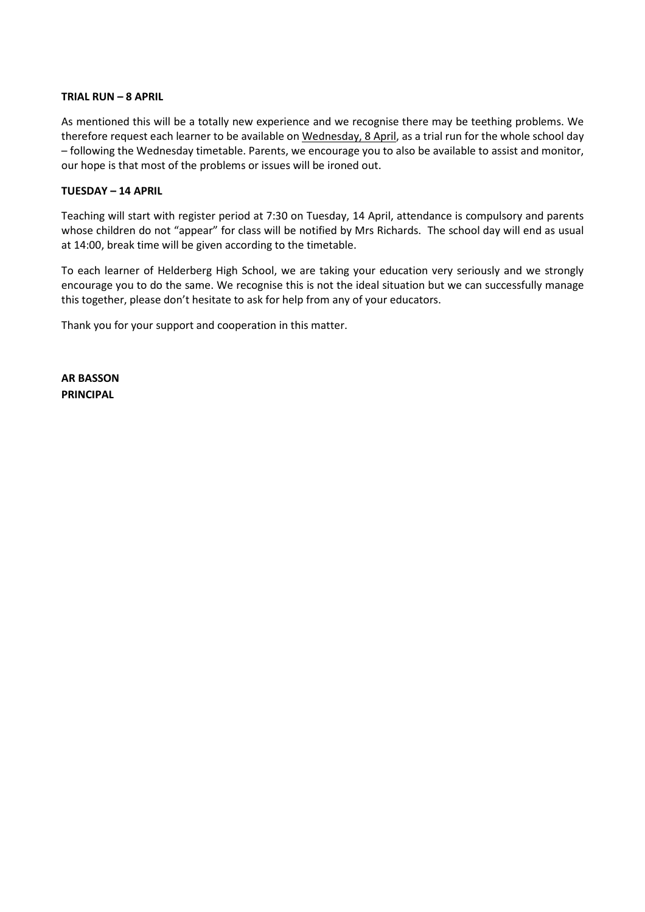**TRIAL RUN – 8 APRIL**

As mentioned this will be a totally new experience and we recognise there may be teething problems. We therefore request each learner to be available on <u>Wednesday, 8 April</u>, as a trial run for the whole school day – following the Wednesday timetable. Parents, we encourage you to also be available to assist and monitor, our hope is that most of the problems or issues will be ironed out.

**TUESDAY – 14 APRIL**

Teaching will start with register period at 7:30 on Tuesday, 14 April, attendance is compulsory and parents whose children do not "appear" for class will be notified by Mrs Richards. The school day will end as usual at 14:00, break time will be given according to the timetable.

To each learner of Helderberg High School, we are taking your education very seriously and we strongly encourage you to do the same. We recognise this is not the ideal situation but we can successfully manage this together, please don't hesitate to ask for help from any of your educators.

Thank you for your support and cooperation in this matter.

**AR BASSON**
**PRINCIPAL**